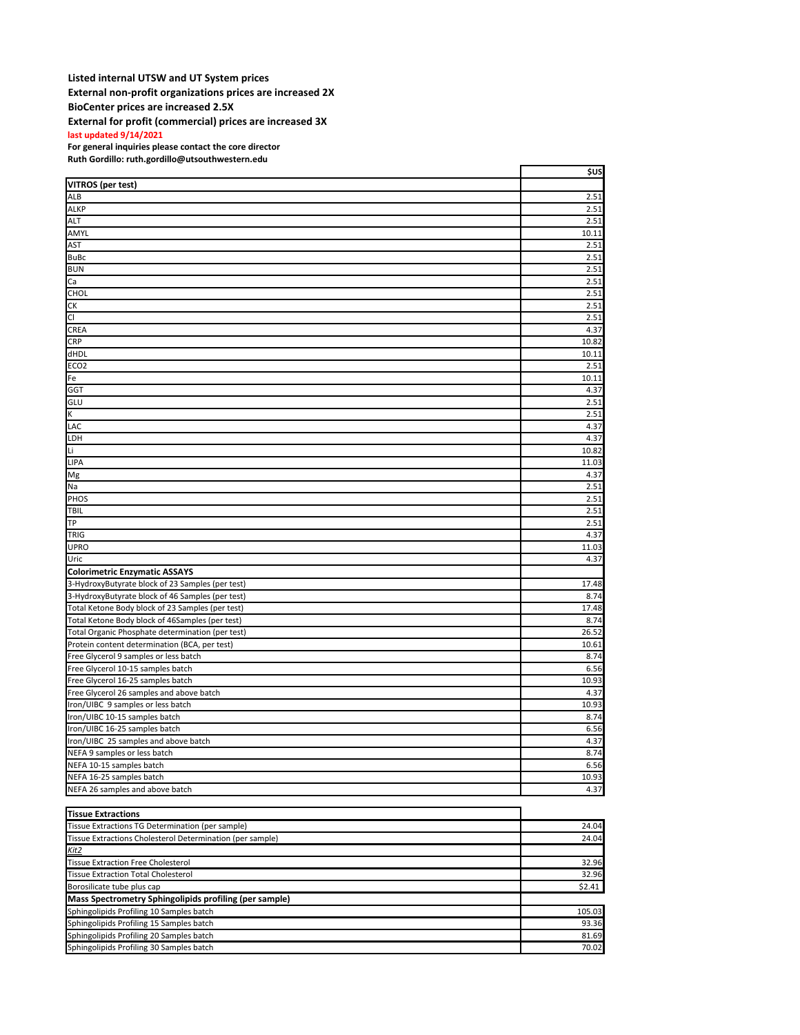**Listed internal UTSW and UT System prices**

**External non-profit organizations prices are increased 2X**

**BioCenter prices are increased 2.5X**

**External for profit (commercial) prices are increased 3X**

**last updated 9/14/2021**

**For general inquiries please contact the core director**

**Ruth Gordillo: ruth.gordillo@utsouthwestern.edu**

| | $US |
|---|---|
| **VITROS (per test)** | |
| ALB | 2.51 |
| ALKP | 2.51 |
| ALT | 2.51 |
| AMYL | 10.11 |
| AST | 2.51 |
| BuBc | 2.51 |
| BUN | 2.51 |
| Ca | 2.51 |
| CHOL | 2.51 |
| CK | 2.51 |
| Cl | 2.51 |
| CREA | 4.37 |
| CRP | 10.82 |
| dHDL | 10.11 |
| ECO2 | 2.51 |
| Fe | 10.11 |
| GGT | 4.37 |
| GLU | 2.51 |
| K | 2.51 |
| LAC | 4.37 |
| LDH | 4.37 |
| Li | 10.82 |
| LIPA | 11.03 |
| Mg | 4.37 |
| Na | 2.51 |
| PHOS | 2.51 |
| TBIL | 2.51 |
| TP | 2.51 |
| TRIG | 4.37 |
| UPRO | 11.03 |
| Uric | 4.37 |
| **Colorimetric Enzymatic ASSAYS** | |
| 3-HydroxyButyrate block of 23 Samples (per test) | 17.48 |
| 3-HydroxyButyrate block of 46 Samples (per test) | 8.74 |
| Total Ketone Body block of 23 Samples (per test) | 17.48 |
| Total Ketone Body block of 46Samples (per test) | 8.74 |
| Total Organic Phosphate determination (per test) | 26.52 |
| Protein content determination (BCA, per test) | 10.61 |
| Free Glycerol 9 samples or less batch | 8.74 |
| Free Glycerol 10-15 samples batch | 6.56 |
| Free Glycerol 16-25 samples batch | 10.93 |
| Free Glycerol 26 samples and above batch | 4.37 |
| Iron/UIBC 9 samples or less batch | 10.93 |
| Iron/UIBC 10-15 samples batch | 8.74 |
| Iron/UIBC 16-25 samples batch | 6.56 |
| Iron/UIBC 25 samples and above batch | 4.37 |
| NEFA 9 samples or less batch | 8.74 |
| NEFA 10-15 samples batch | 6.56 |
| NEFA 16-25 samples batch | 10.93 |
| NEFA 26 samples and above batch | 4.37 |

| | |
|---|---|
| **Tissue Extractions** | |
| Tissue Extractions TG Determination (per sample) | 24.04 |
| Tissue Extractions Cholesterol Determination (per sample) | 24.04 |
| *Kit2* | |
| Tissue Extraction Free Cholesterol | 32.96 |
| Tissue Extraction Total Cholesterol | 32.96 |
| Borosilicate tube plus cap | $2.41 |
| **Mass Spectrometry Sphingolipids profiling (per sample)** | |
| Sphingolipids Profiling 10 Samples batch | 105.03 |
| Sphingolipids Profiling 15 Samples batch | 93.36 |
| Sphingolipids Profiling 20 Samples batch | 81.69 |
| Sphingolipids Profiling 30 Samples batch | 70.02 |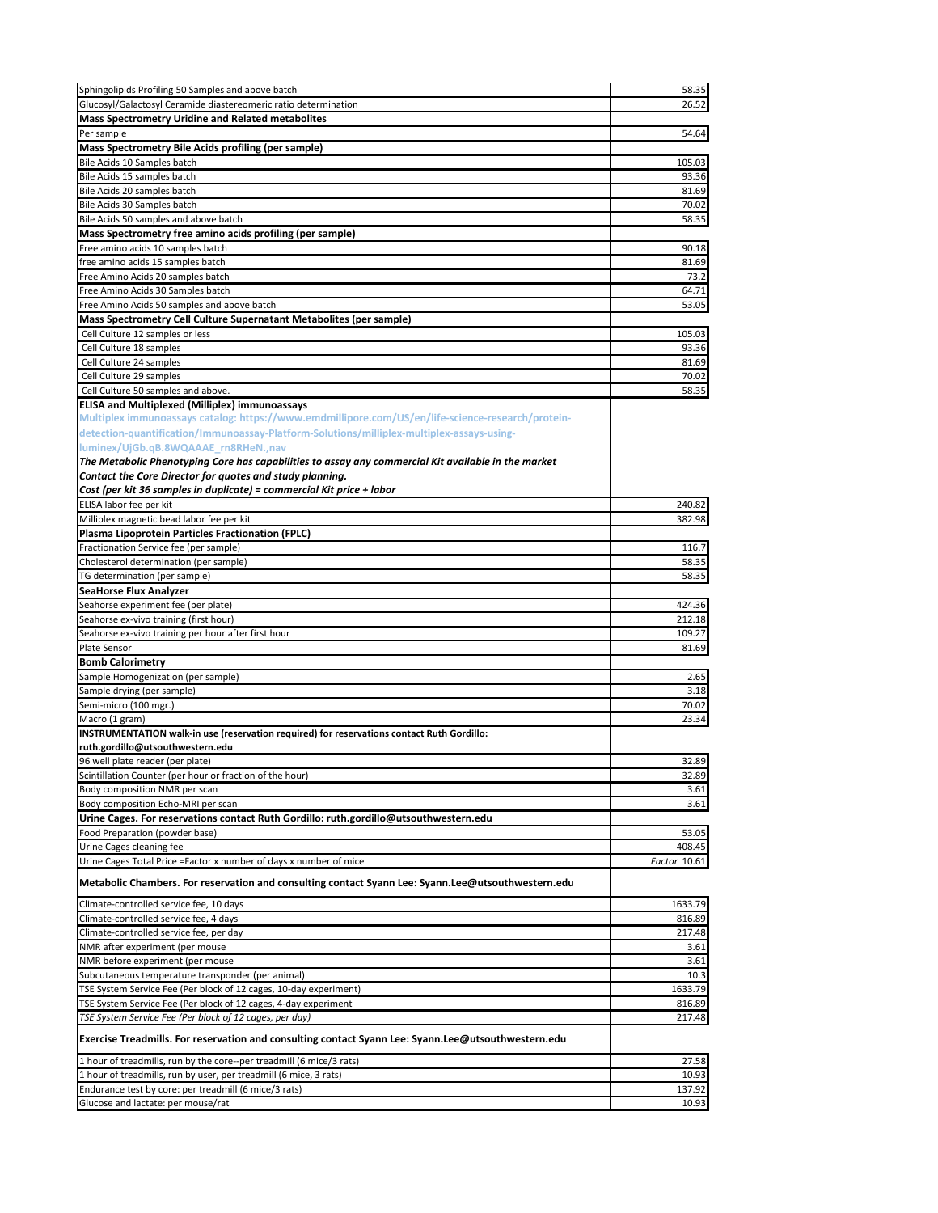| | |
|---|---|
| Sphingolipids Profiling 50 Samples and above batch | 58.35 |
| Glucosyl/Galactosyl Ceramide diastereomeric ratio determination | 26.52 |
| **Mass Spectrometry Uridine and Related metabolites** | |
| Per sample | 54.64 |
| **Mass Spectrometry Bile Acids profiling (per sample)** | |
| Bile Acids 10 Samples batch | 105.03 |
| Bile Acids 15 samples batch | 93.36 |
| Bile Acids 20 samples batch | 81.69 |
| Bile Acids 30 Samples batch | 70.02 |
| Bile Acids 50 samples and above batch | 58.35 |
| **Mass Spectrometry free amino acids profiling (per sample)** | |
| Free amino acids 10 samples batch | 90.18 |
| free amino acids 15 samples batch | 81.69 |
| Free Amino Acids 20 samples batch | 73.2 |
| Free Amino Acids 30 Samples batch | 64.71 |
| Free Amino Acids 50 samples and above batch | 53.05 |
| **Mass Spectrometry Cell Culture Supernatant Metabolites (per sample)** | |
| Cell Culture 12 samples or less | 105.03 |
| Cell Culture 18 samples | 93.36 |
| Cell Culture 24 samples | 81.69 |
| Cell Culture 29 samples | 70.02 |
| Cell Culture 50 samples and above. | 58.35 |
| **ELISA and Multiplexed (Milliplex) immunoassays** <br> **Multiplex immunoassays catalog: https://www.emdmillipore.com/US/en/life-science-research/protein-detection-quantification/Immunoassay-Platform-Solutions/milliplex-multiplex-assays-using-luminex/UjGb.qB.8WQAAAE_rn8RHeN.,nav** <br> ***The Metabolic Phenotyping Core has capabilities to assay any commercial Kit available in the market*** <br> ***Contact the Core Director for quotes and study planning.*** <br> ***Cost (per kit 36 samples in duplicate) = commercial Kit price + labor*** | |
| ELISA labor fee per kit | 240.82 |
| Milliplex magnetic bead labor fee per kit | 382.98 |
| **Plasma Lipoprotein Particles Fractionation (FPLC)** | |
| Fractionation Service fee (per sample) | 116.7 |
| Cholesterol determination (per sample) | 58.35 |
| TG determination (per sample) | 58.35 |
| **SeaHorse Flux Analyzer** | |
| Seahorse experiment fee (per plate) | 424.36 |
| Seahorse ex-vivo training (first hour) | 212.18 |
| Seahorse ex-vivo training per hour after first hour | 109.27 |
| Plate Sensor | 81.69 |
| **Bomb Calorimetry** | |
| Sample Homogenization (per sample) | 2.65 |
| Sample drying (per sample) | 3.18 |
| Semi-micro (100 mgr.) | 70.02 |
| Macro (1 gram) | 23.34 |
| **INSTRUMENTATION walk-in use (reservation required) for reservations contact Ruth Gordillo: ruth.gordillo@utsouthwestern.edu** | |
| 96 well plate reader (per plate) | 32.89 |
| Scintillation Counter (per hour or fraction of the hour) | 32.89 |
| Body composition NMR per scan | 3.61 |
| Body composition Echo-MRI per scan | 3.61 |
| **Urine Cages. For reservations contact Ruth Gordillo: ruth.gordillo@utsouthwestern.edu** | |
| Food Preparation (powder base) | 53.05 |
| Urine Cages cleaning fee | 408.45 |
| Urine Cages Total Price =Factor x number of days x number of mice | *Factor 10.61* |
| **Metabolic Chambers. For reservation and consulting contact Syann Lee: Syann.Lee@utsouthwestern.edu** | |
| Climate-controlled service fee, 10 days | 1633.79 |
| Climate-controlled service fee, 4 days | 816.89 |
| Climate-controlled service fee, per day | 217.48 |
| NMR after experiment (per mouse | 3.61 |
| NMR before experiment (per mouse | 3.61 |
| Subcutaneous temperature transponder (per animal) | 10.3 |
| TSE System Service Fee (Per block of 12 cages, 10-day experiment) | 1633.79 |
| TSE System Service Fee (Per block of 12 cages, 4-day experiment | 816.89 |
| *TSE System Service Fee (Per block of 12 cages, per day)* | 217.48 |
| **Exercise Treadmills. For reservation and consulting contact Syann Lee: Syann.Lee@utsouthwestern.edu** | |
| 1 hour of treadmills, run by the core--per treadmill (6 mice/3 rats) | 27.58 |
| 1 hour of treadmills, run by user, per treadmill (6 mice, 3 rats) | 10.93 |
| Endurance test by core: per treadmill (6 mice/3 rats) | 137.92 |
| Glucose and lactate: per mouse/rat | 10.93 |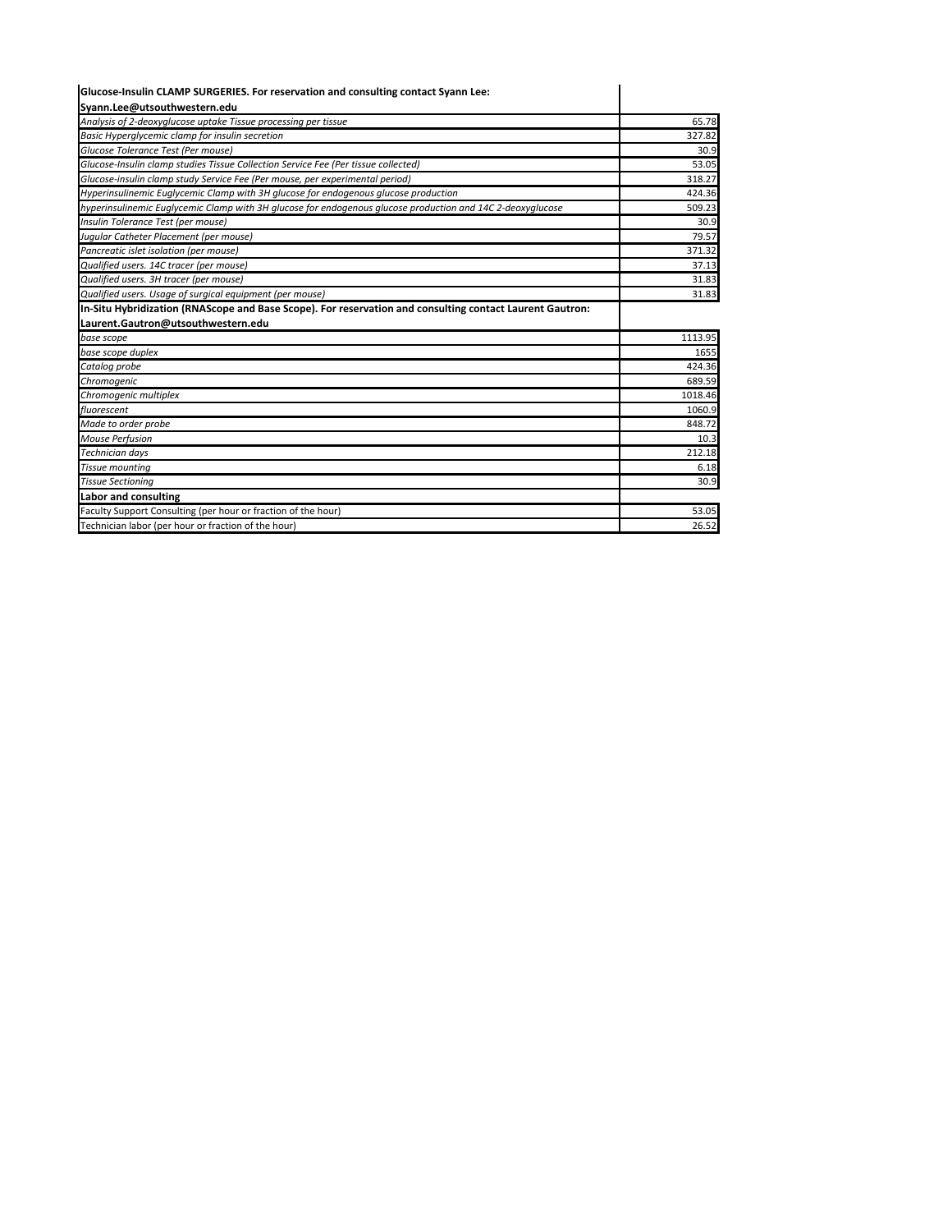| | |
|---|---|
| **Glucose-Insulin CLAMP SURGERIES. For reservation and consulting contact Syann Lee: Syann.Lee@utsouthwestern.edu** | |
| *Analysis of 2-deoxyglucose uptake Tissue processing per tissue* | 65.78 |
| *Basic Hyperglycemic clamp for insulin secretion* | 327.82 |
| *Glucose Tolerance Test (Per mouse)* | 30.9 |
| *Glucose-Insulin clamp studies Tissue Collection Service Fee (Per tissue collected)* | 53.05 |
| *Glucose-insulin clamp study Service Fee (Per mouse, per experimental period)* | 318.27 |
| *Hyperinsulinemic Euglycemic Clamp with 3H glucose for endogenous glucose production* | 424.36 |
| *hyperinsulinemic Euglycemic Clamp with 3H glucose for endogenous glucose production and 14C 2-deoxyglucose* | 509.23 |
| *Insulin Tolerance Test (per mouse)* | 30.9 |
| *Jugular Catheter Placement (per mouse)* | 79.57 |
| *Pancreatic islet isolation (per mouse)* | 371.32 |
| *Qualified users. 14C tracer (per mouse)* | 37.13 |
| *Qualified users. 3H tracer (per mouse)* | 31.83 |
| *Qualified users. Usage of surgical equipment (per mouse)* | 31.83 |
| **In-Situ Hybridization (RNAScope and Base Scope). For reservation and consulting contact Laurent Gautron: Laurent.Gautron@utsouthwestern.edu** | |
| *base scope* | 1113.95 |
| *base scope duplex* | 1655 |
| *Catalog probe* | 424.36 |
| *Chromogenic* | 689.59 |
| *Chromogenic multiplex* | 1018.46 |
| *fluorescent* | 1060.9 |
| *Made to order probe* | 848.72 |
| *Mouse Perfusion* | 10.3 |
| *Technician days* | 212.18 |
| *Tissue mounting* | 6.18 |
| *Tissue Sectioning* | 30.9 |
| **Labor and consulting** | |
| Faculty Support Consulting (per hour or fraction of the hour) | 53.05 |
| Technician labor (per hour or fraction of the hour) | 26.52 |